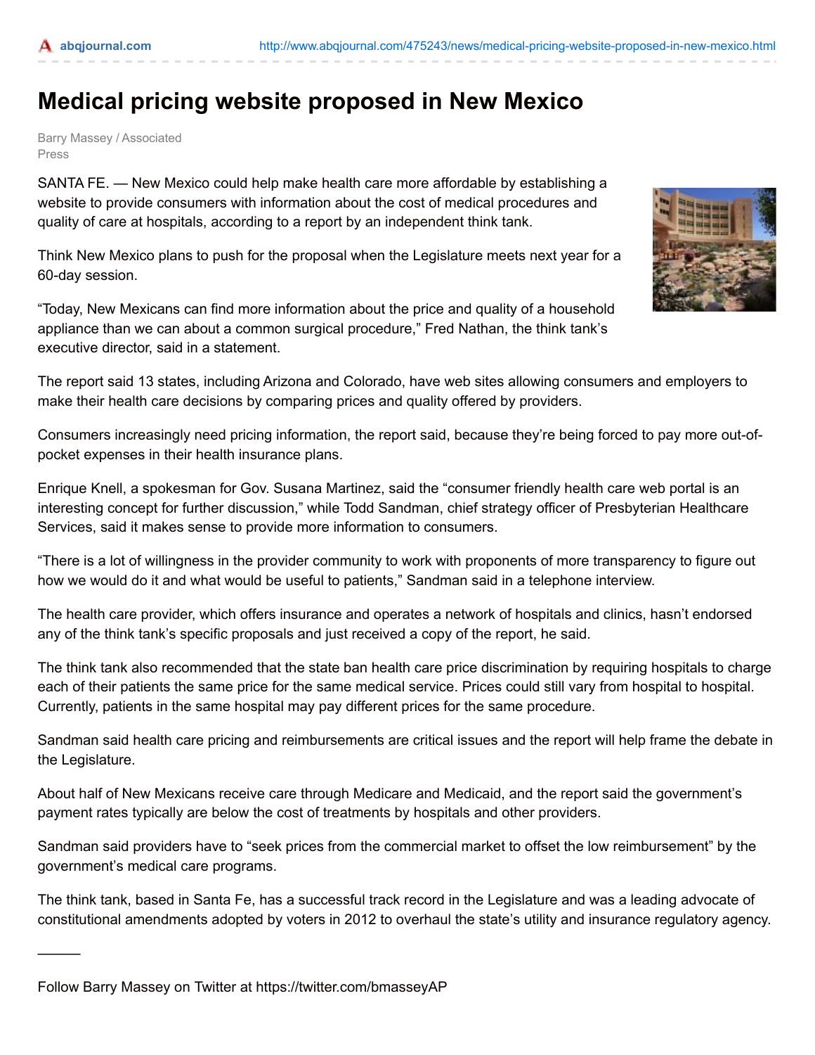abqjournal.com http://www.abqjournal.com/475243/news/medical-pricing-website-proposed-in-new-mexico.html

# Medical pricing website proposed in New Mexico

Barry Massey / Associated Press

SANTA FE. — New Mexico could help make health care more affordable by establishing a website to provide consumers with information about the cost of medical procedures and quality of care at hospitals, according to a report by an independent think tank.

Think New Mexico plans to push for the proposal when the Legislature meets next year for a 60-day session.

“Today, New Mexicans can find more information about the price and quality of a household appliance than we can about a common surgical procedure,” Fred Nathan, the think tank’s executive director, said in a statement.

The report said 13 states, including Arizona and Colorado, have web sites allowing consumers and employers to make their health care decisions by comparing prices and quality offered by providers.

Consumers increasingly need pricing information, the report said, because they’re being forced to pay more out-of-pocket expenses in their health insurance plans.

Enrique Knell, a spokesman for Gov. Susana Martinez, said the “consumer friendly health care web portal is an interesting concept for further discussion,” while Todd Sandman, chief strategy officer of Presbyterian Healthcare Services, said it makes sense to provide more information to consumers.

“There is a lot of willingness in the provider community to work with proponents of more transparency to figure out how we would do it and what would be useful to patients,” Sandman said in a telephone interview.

The health care provider, which offers insurance and operates a network of hospitals and clinics, hasn’t endorsed any of the think tank’s specific proposals and just received a copy of the report, he said.

The think tank also recommended that the state ban health care price discrimination by requiring hospitals to charge each of their patients the same price for the same medical service. Prices could still vary from hospital to hospital. Currently, patients in the same hospital may pay different prices for the same procedure.

Sandman said health care pricing and reimbursements are critical issues and the report will help frame the debate in the Legislature.

About half of New Mexicans receive care through Medicare and Medicaid, and the report said the government’s payment rates typically are below the cost of treatments by hospitals and other providers.

Sandman said providers have to “seek prices from the commercial market to offset the low reimbursement” by the government’s medical care programs.

The think tank, based in Santa Fe, has a successful track record in the Legislature and was a leading advocate of constitutional amendments adopted by voters in 2012 to overhaul the state’s utility and insurance regulatory agency.

———

Follow Barry Massey on Twitter at https://twitter.com/bmasseyAP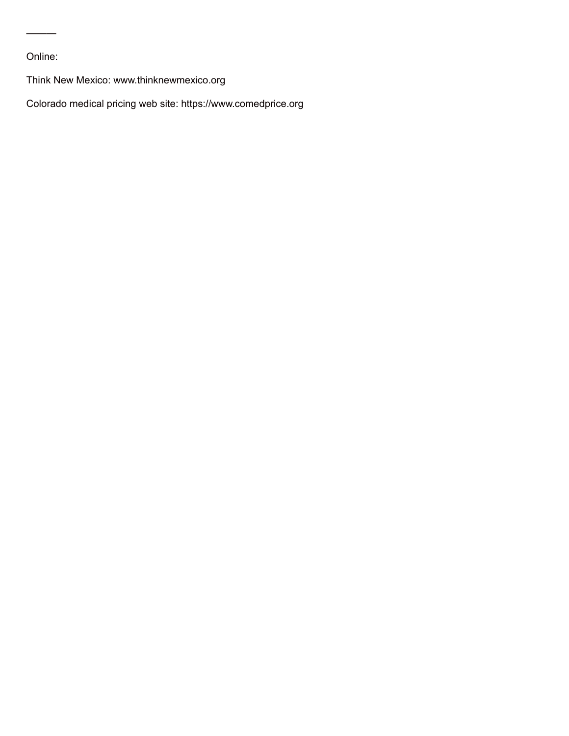\_\_\_\_\_

Online:

Think New Mexico: www.thinknewmexico.org

Colorado medical pricing web site: https://www.comedprice.org